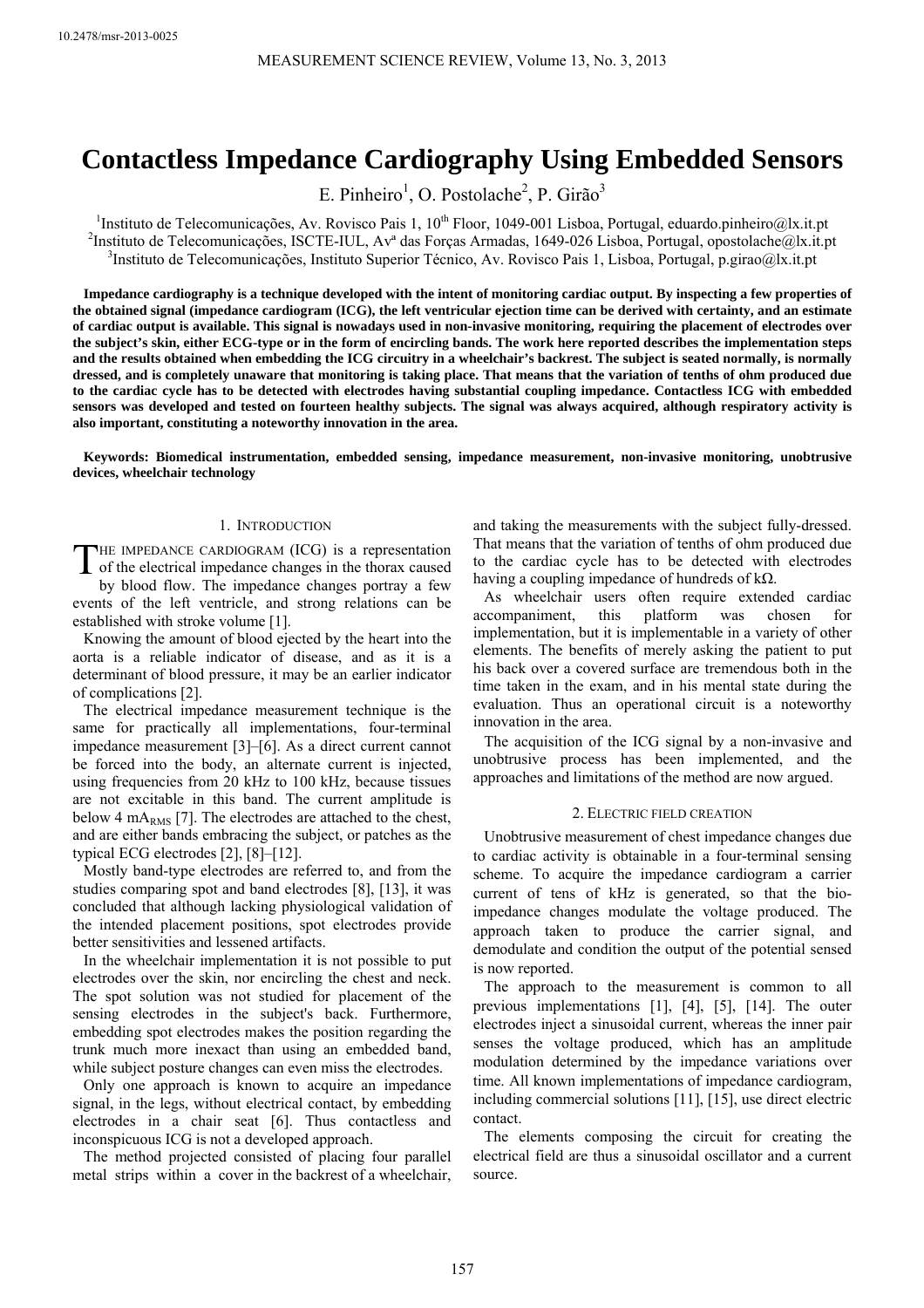10.2478/msr-2013-0025

# Contactless Impedance Cardiography Using Embedded Sensors

E. Pinheiro[1], O. Postolache[2], P. Girão[3]

[1]Instituto de Telecomunicações, Av. Rovisco Pais 1, 10th Floor, 1049-001 Lisboa, Portugal, eduardo.pinheiro@lx.it.pt
[2]Instituto de Telecomunicações, ISCTE-IUL, Avª das Forças Armadas, 1649-026 Lisboa, Portugal, opostolache@lx.it.pt
[3]Instituto de Telecomunicações, Instituto Superior Técnico, Av. Rovisco Pais 1, Lisboa, Portugal, p.girao@lx.it.pt

**Impedance cardiography is a technique developed with the intent of monitoring cardiac output. By inspecting a few properties of the obtained signal (impedance cardiogram (ICG), the left ventricular ejection time can be derived with certainty, and an estimate of cardiac output is available. This signal is nowadays used in non-invasive monitoring, requiring the placement of electrodes over the subject's skin, either ECG-type or in the form of encircling bands. The work here reported describes the implementation steps and the results obtained when embedding the ICG circuitry in a wheelchair's backrest. The subject is seated normally, is normally dressed, and is completely unaware that monitoring is taking place. That means that the variation of tenths of ohm produced due to the cardiac cycle has to be detected with electrodes having substantial coupling impedance. Contactless ICG with embedded sensors was developed and tested on fourteen healthy subjects. The signal was always acquired, although respiratory activity is also important, constituting a noteworthy innovation in the area.**

**Keywords: Biomedical instrumentation, embedded sensing, impedance measurement, non-invasive monitoring, unobtrusive devices, wheelchair technology**

## 1. Introduction

The impedance cardiogram (ICG) is a representation of the electrical impedance changes in the thorax caused by blood flow. The impedance changes portray a few events of the left ventricle, and strong relations can be established with stroke volume [1].

Knowing the amount of blood ejected by the heart into the aorta is a reliable indicator of disease, and as it is a determinant of blood pressure, it may be an earlier indicator of complications [2].

The electrical impedance measurement technique is the same for practically all implementations, four-terminal impedance measurement [3]–[6]. As a direct current cannot be forced into the body, an alternate current is injected, using frequencies from 20 kHz to 100 kHz, because tissues are not excitable in this band. The current amplitude is below 4 $mA_{RMS}$ [7]. The electrodes are attached to the chest, and are either bands embracing the subject, or patches as the typical ECG electrodes [2], [8]–[12].

Mostly band-type electrodes are referred to, and from the studies comparing spot and band electrodes [8], [13], it was concluded that although lacking physiological validation of the intended placement positions, spot electrodes provide better sensitivities and lessened artifacts.

In the wheelchair implementation it is not possible to put electrodes over the skin, nor encircling the chest and neck. The spot solution was not studied for placement of the sensing electrodes in the subject's back. Furthermore, embedding spot electrodes makes the position regarding the trunk much more inexact than using an embedded band, while subject posture changes can even miss the electrodes.

Only one approach is known to acquire an impedance signal, in the legs, without electrical contact, by embedding electrodes in a chair seat [6]. Thus contactless and inconspicuous ICG is not a developed approach.

The method projected consisted of placing four parallel metal strips within a cover in the backrest of a wheelchair, and taking the measurements with the subject fully-dressed. That means that the variation of tenths of ohm produced due to the cardiac cycle has to be detected with electrodes having a coupling impedance of hundreds of kΩ.

As wheelchair users often require extended cardiac accompaniment, this platform was chosen for implementation, but it is implementable in a variety of other elements. The benefits of merely asking the patient to put his back over a covered surface are tremendous both in the time taken in the exam, and in his mental state during the evaluation. Thus an operational circuit is a noteworthy innovation in the area.

The acquisition of the ICG signal by a non-invasive and unobtrusive process has been implemented, and the approaches and limitations of the method are now argued.

## 2. Electric field creation

Unobtrusive measurement of chest impedance changes due to cardiac activity is obtainable in a four-terminal sensing scheme. To acquire the impedance cardiogram a carrier current of tens of kHz is generated, so that the bio-impedance changes modulate the voltage produced. The approach taken to produce the carrier signal, and demodulate and condition the output of the potential sensed is now reported.

The approach to the measurement is common to all previous implementations [1], [4], [5], [14]. The outer electrodes inject a sinusoidal current, whereas the inner pair senses the voltage produced, which has an amplitude modulation determined by the impedance variations over time. All known implementations of impedance cardiogram, including commercial solutions [11], [15], use direct electric contact.

The elements composing the circuit for creating the electrical field are thus a sinusoidal oscillator and a current source.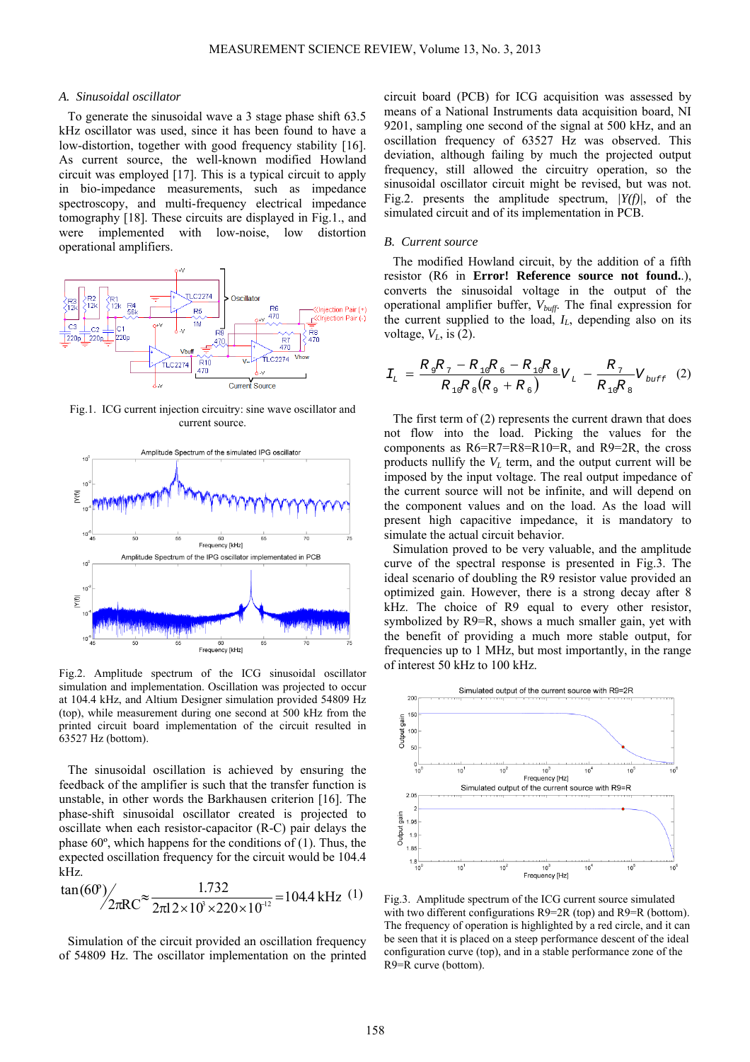### A. Sinusoidal oscillator

To generate the sinusoidal wave a 3 stage phase shift 63.5 kHz oscillator was used, since it has been found to have a low-distortion, together with good frequency stability [16]. As current source, the well-known modified Howland circuit was employed [17]. This is a typical circuit to apply in bio-impedance measurements, such as impedance spectroscopy, and multi-frequency electrical impedance tomography [18]. These circuits are displayed in Fig.1., and were implemented with low-noise, low distortion operational amplifiers.

Fig.1. ICG current injection circuitry: sine wave oscillator and current source.

Fig.2. Amplitude spectrum of the ICG sinusoidal oscillator simulation and implementation. Oscillation was projected to occur at 104.4 kHz, and Altium Designer simulation provided 54809 Hz (top), while measurement during one second at 500 kHz from the printed circuit board implementation of the circuit resulted in 63527 Hz (bottom).

The sinusoidal oscillation is achieved by ensuring the feedback of the amplifier is such that the transfer function is unstable, in other words the Barkhausen criterion [16]. The phase-shift sinusoidal oscillator created is projected to oscillate when each resistor-capacitor (R-C) pair delays the phase 60º, which happens for the conditions of (1). Thus, the expected oscillation frequency for the circuit would be 104.4 kHz.

$$\tan(60^{\circ}) \Big/ 2\pi RC \approx \frac{1.732}{2\pi 12\times10^{3}\times220\times10^{-12}} = 104.4\ \text{kHz} \quad (1)$$

Simulation of the circuit provided an oscillation frequency of 54809 Hz. The oscillator implementation on the printed circuit board (PCB) for ICG acquisition was assessed by means of a National Instruments data acquisition board, NI 9201, sampling one second of the signal at 500 kHz, and an oscillation frequency of 63527 Hz was observed. This deviation, although failing by much the projected output frequency, still allowed the circuitry operation, so the sinusoidal oscillator circuit might be revised, but was not. Fig.2. presents the amplitude spectrum, $|Y(f)|$, of the simulated circuit and of its implementation in PCB.

### B. Current source

The modified Howland circuit, by the addition of a fifth resistor (R6 in **Error! Reference source not found.**), converts the sinusoidal voltage in the output of the operational amplifier buffer, $V_{buff}$. The final expression for the current supplied to the load, $I_L$, depending also on its voltage, $V_L$, is (2).

$$I_L = \frac{R_9R_7 - R_{10}R_6 - R_{10}R_8}{R_{10}R_8(R_9+R_6)}V_L - \frac{R_7}{R_{10}R_8}V_{buff} \quad (2)$$

The first term of (2) represents the current drawn that does not flow into the load. Picking the values for the components as R6=R7=R8=R10=R, and R9=2R, the cross products nullify the $V_L$ term, and the output current will be imposed by the input voltage. The real output impedance of the current source will not be infinite, and will depend on the component values and on the load. As the load will present high capacitive impedance, it is mandatory to simulate the actual circuit behavior.

Simulation proved to be very valuable, and the amplitude curve of the spectral response is presented in Fig.3. The ideal scenario of doubling the R9 resistor value provided an optimized gain. However, there is a strong decay after 8 kHz. The choice of R9 equal to every other resistor, symbolized by R9=R, shows a much smaller gain, yet with the benefit of providing a much more stable output, for frequencies up to 1 MHz, but most importantly, in the range of interest 50 kHz to 100 kHz.

Fig.3. Amplitude spectrum of the ICG current source simulated with two different configurations R9=2R (top) and R9=R (bottom). The frequency of operation is highlighted by a red circle, and it can be seen that it is placed on a steep performance descent of the ideal configuration curve (top), and in a stable performance zone of the R9=R curve (bottom).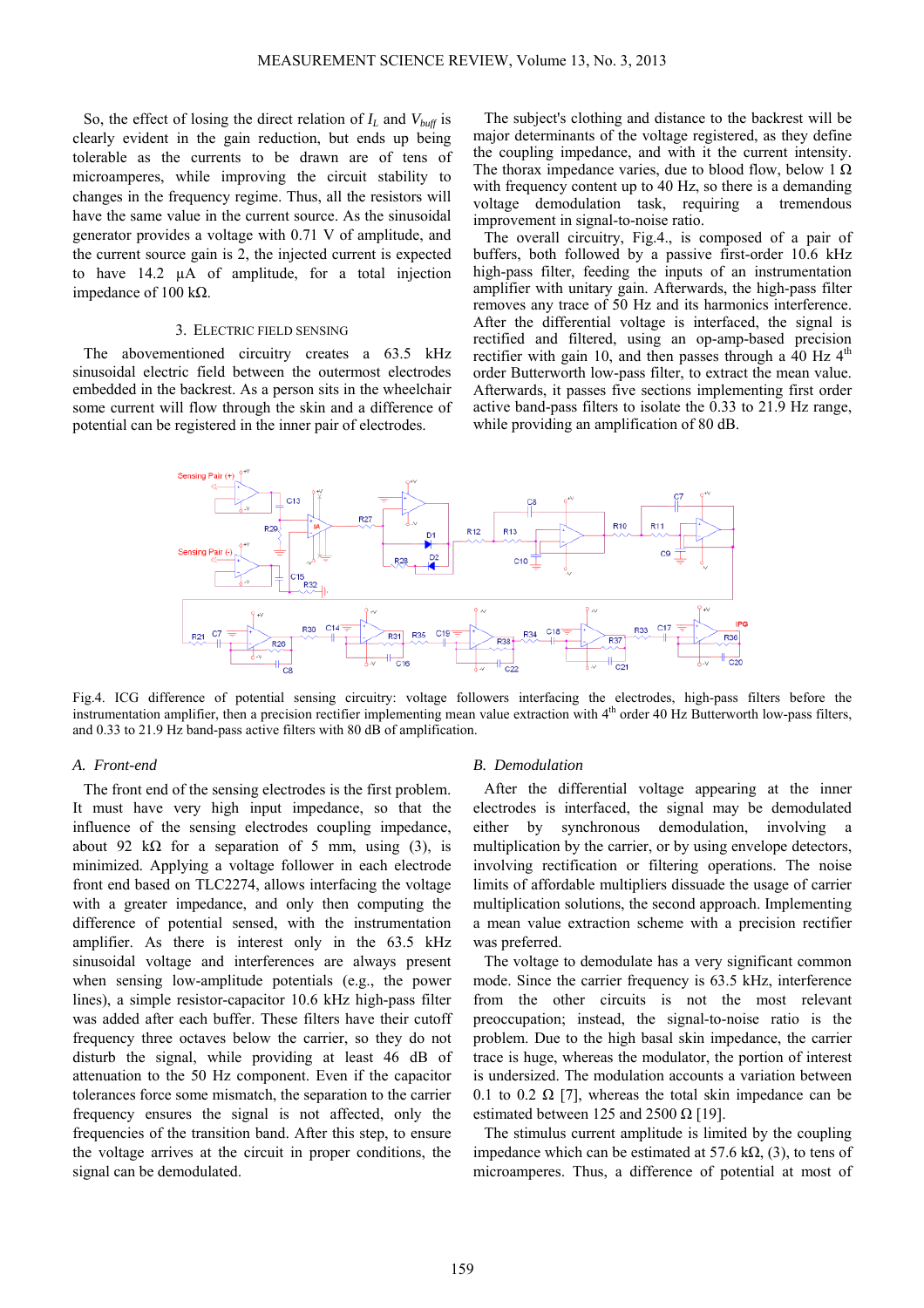So, the effect of losing the direct relation of $I_L$ and $V_{buff}$ is clearly evident in the gain reduction, but ends up being tolerable as the currents to be drawn are of tens of microamperes, while improving the circuit stability to changes in the frequency regime. Thus, all the resistors will have the same value in the current source. As the sinusoidal generator provides a voltage with 0.71 V of amplitude, and the current source gain is 2, the injected current is expected to have 14.2 µA of amplitude, for a total injection impedance of 100 kΩ.

## 3. Electric field sensing

The abovementioned circuitry creates a 63.5 kHz sinusoidal electric field between the outermost electrodes embedded in the backrest. As a person sits in the wheelchair some current will flow through the skin and a difference of potential can be registered in the inner pair of electrodes.

The subject's clothing and distance to the backrest will be major determinants of the voltage registered, as they define the coupling impedance, and with it the current intensity. The thorax impedance varies, due to blood flow, below 1 Ω with frequency content up to 40 Hz, so there is a demanding voltage demodulation task, requiring a tremendous improvement in signal-to-noise ratio.

The overall circuitry, Fig.4., is composed of a pair of buffers, both followed by a passive first-order 10.6 kHz high-pass filter, feeding the inputs of an instrumentation amplifier with unitary gain. Afterwards, the high-pass filter removes any trace of 50 Hz and its harmonics interference. After the differential voltage is interfaced, the signal is rectified and filtered, using an op-amp-based precision rectifier with gain 10, and then passes through a 40 Hz 4th order Butterworth low-pass filter, to extract the mean value. Afterwards, it passes five sections implementing first order active band-pass filters to isolate the 0.33 to 21.9 Hz range, while providing an amplification of 80 dB.

Fig.4. ICG difference of potential sensing circuitry: voltage followers interfacing the electrodes, high-pass filters before the instrumentation amplifier, then a precision rectifier implementing mean value extraction with 4th order 40 Hz Butterworth low-pass filters, and 0.33 to 21.9 Hz band-pass active filters with 80 dB of amplification.

### A. Front-end

The front end of the sensing electrodes is the first problem. It must have very high input impedance, so that the influence of the sensing electrodes coupling impedance, about 92 kΩ for a separation of 5 mm, using (3), is minimized. Applying a voltage follower in each electrode front end based on TLC2274, allows interfacing the voltage with a greater impedance, and only then computing the difference of potential sensed, with the instrumentation amplifier. As there is interest only in the 63.5 kHz sinusoidal voltage and interferences are always present when sensing low-amplitude potentials (e.g., the power lines), a simple resistor-capacitor 10.6 kHz high-pass filter was added after each buffer. These filters have their cutoff frequency three octaves below the carrier, so they do not disturb the signal, while providing at least 46 dB of attenuation to the 50 Hz component. Even if the capacitor tolerances force some mismatch, the separation to the carrier frequency ensures the signal is not affected, only the frequencies of the transition band. After this step, to ensure the voltage arrives at the circuit in proper conditions, the signal can be demodulated.

### B. Demodulation

After the differential voltage appearing at the inner electrodes is interfaced, the signal may be demodulated either by synchronous demodulation, involving a multiplication by the carrier, or by using envelope detectors, involving rectification or filtering operations. The noise limits of affordable multipliers dissuade the usage of carrier multiplication solutions, the second approach. Implementing a mean value extraction scheme with a precision rectifier was preferred.

The voltage to demodulate has a very significant common mode. Since the carrier frequency is 63.5 kHz, interference from the other circuits is not the most relevant preoccupation; instead, the signal-to-noise ratio is the problem. Due to the high basal skin impedance, the carrier trace is huge, whereas the modulator, the portion of interest is undersized. The modulation accounts a variation between 0.1 to 0.2 Ω [7], whereas the total skin impedance can be estimated between 125 and 2500 Ω [19].

The stimulus current amplitude is limited by the coupling impedance which can be estimated at 57.6 kΩ, (3), to tens of microamperes. Thus, a difference of potential at most of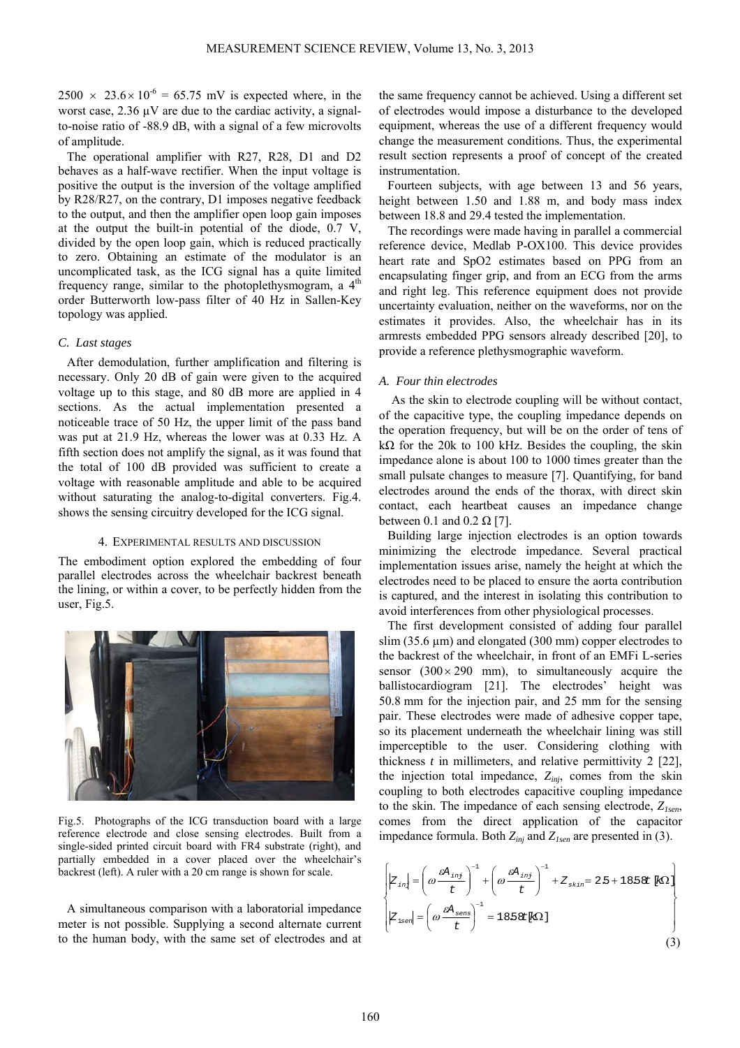$2500 \times 23.6 \times 10^{-6} = 65.75$ mV is expected where, in the worst case, 2.36 µV are due to the cardiac activity, a signal-to-noise ratio of -88.9 dB, with a signal of a few microvolts of amplitude.

The operational amplifier with R27, R28, D1 and D2 behaves as a half-wave rectifier. When the input voltage is positive the output is the inversion of the voltage amplified by R28/R27, on the contrary, D1 imposes negative feedback to the output, and then the amplifier open loop gain imposes at the output the built-in potential of the diode, 0.7 V, divided by the open loop gain, which is reduced practically to zero. Obtaining an estimate of the modulator is an uncomplicated task, as the ICG signal has a quite limited frequency range, similar to the photoplethysmogram, a 4th order Butterworth low-pass filter of 40 Hz in Sallen-Key topology was applied.

### *C. Last stages*

After demodulation, further amplification and filtering is necessary. Only 20 dB of gain were given to the acquired voltage up to this stage, and 80 dB more are applied in 4 sections. As the actual implementation presented a noticeable trace of 50 Hz, the upper limit of the pass band was put at 21.9 Hz, whereas the lower was at 0.33 Hz. A fifth section does not amplify the signal, as it was found that the total of 100 dB provided was sufficient to create a voltage with reasonable amplitude and able to be acquired without saturating the analog-to-digital converters. Fig.4. shows the sensing circuitry developed for the ICG signal.

## 4. EXPERIMENTAL RESULTS AND DISCUSSION

The embodiment option explored the embedding of four parallel electrodes across the wheelchair backrest beneath the lining, or within a cover, to be perfectly hidden from the user, Fig.5.

Fig.5. Photographs of the ICG transduction board with a large reference electrode and close sensing electrodes. Built from a single-sided printed circuit board with FR4 substrate (right), and partially embedded in a cover placed over the wheelchair's backrest (left). A ruler with a 20 cm range is shown for scale.

A simultaneous comparison with a laboratorial impedance meter is not possible. Supplying a second alternate current to the human body, with the same set of electrodes and at the same frequency cannot be achieved. Using a different set of electrodes would impose a disturbance to the developed equipment, whereas the use of a different frequency would change the measurement conditions. Thus, the experimental result section represents a proof of concept of the created instrumentation.

Fourteen subjects, with age between 13 and 56 years, height between 1.50 and 1.88 m, and body mass index between 18.8 and 29.4 tested the implementation.

The recordings were made having in parallel a commercial reference device, Medlab P-OX100. This device provides heart rate and SpO2 estimates based on PPG from an encapsulating finger grip, and from an ECG from the arms and right leg. This reference equipment does not provide uncertainty evaluation, neither on the waveforms, nor on the estimates it provides. Also, the wheelchair has in its armrests embedded PPG sensors already described [20], to provide a reference plethysmographic waveform.

### *A. Four thin electrodes*

As the skin to electrode coupling will be without contact, of the capacitive type, the coupling impedance depends on the operation frequency, but will be on the order of tens of kΩ for the 20k to 100 kHz. Besides the coupling, the skin impedance alone is about 100 to 1000 times greater than the small pulsate changes to measure [7]. Quantifying, for band electrodes around the ends of the thorax, with direct skin contact, each heartbeat causes an impedance change between 0.1 and 0.2 Ω [7].

Building large injection electrodes is an option towards minimizing the electrode impedance. Several practical implementation issues arise, namely the height at which the electrodes need to be placed to ensure the aorta contribution is captured, and the interest in isolating this contribution to avoid interferences from other physiological processes.

The first development consisted of adding four parallel slim (35.6 µm) and elongated (300 mm) copper electrodes to the backrest of the wheelchair, in front of an EMFi L-series sensor ($300 \times 290$ mm), to simultaneously acquire the ballistocardiogram [21]. The electrodes' height was 50.8 mm for the injection pair, and 25 mm for the sensing pair. These electrodes were made of adhesive copper tape, so its placement underneath the wheelchair lining was still imperceptible to the user. Considering clothing with thickness $t$ in millimeters, and relative permittivity 2 [22], the injection total impedance, $Z_{inj}$, comes from the skin coupling to both electrodes capacitive coupling impedance to the skin. The impedance of each sensing electrode, $Z_{1sen}$, comes from the direct application of the capacitor impedance formula. Both $Z_{inj}$ and $Z_{1sen}$ are presented in (3).

$$\left\{ \begin{aligned} |Z_{inj}| &= \left(\omega \frac{\varepsilon A_{inj}}{t}\right)^{-1} + \left(\omega \frac{\varepsilon A_{inj}}{t}\right)^{-1} + Z_{skin} = 25 + 1858t \; [k\Omega] \\ |Z_{1sen}| &= \left(\omega \frac{\varepsilon A_{sens}}{t}\right)^{-1} = 1858t \, [k\Omega] \end{aligned} \right\} \quad (3)$$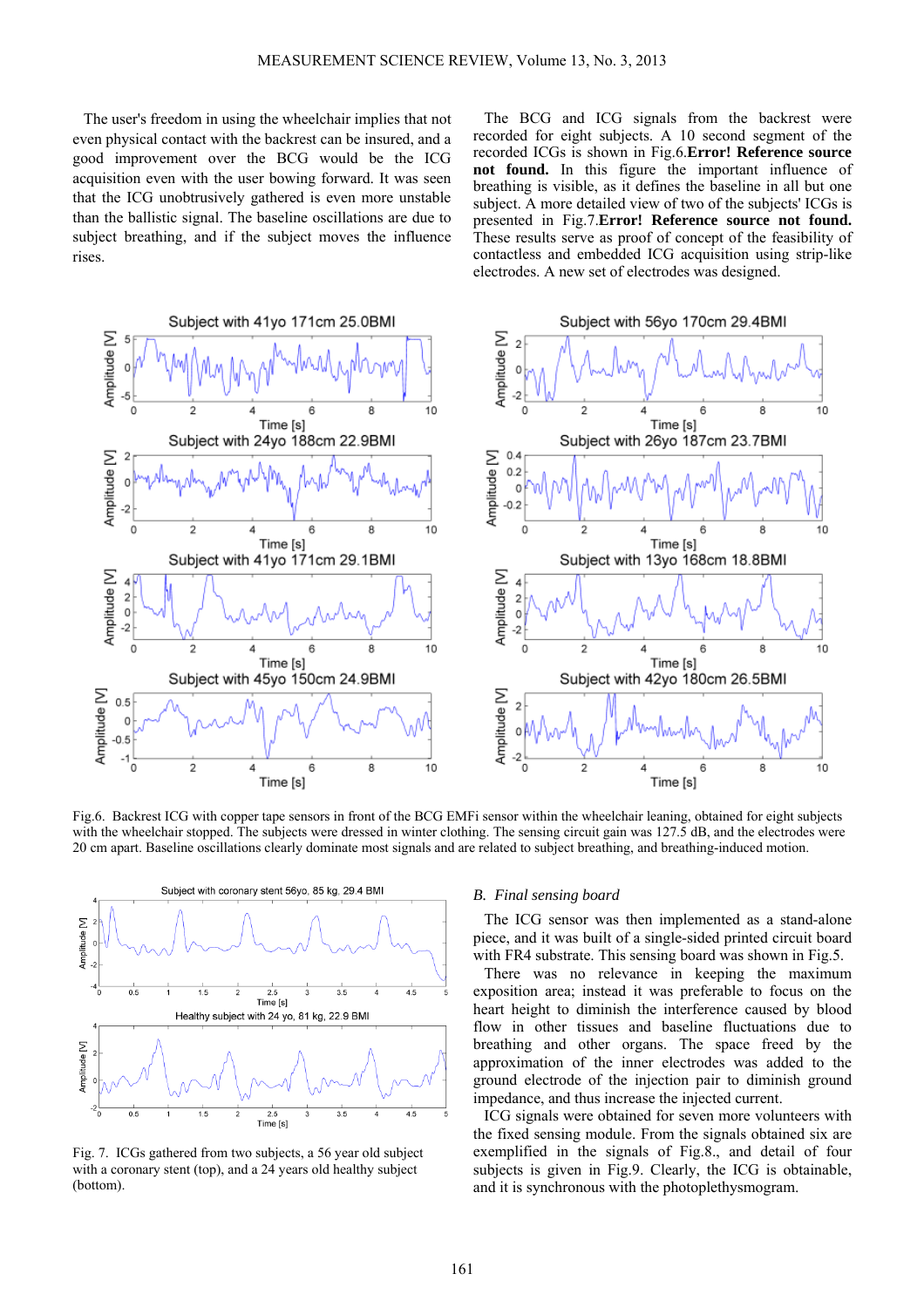The user's freedom in using the wheelchair implies that not even physical contact with the backrest can be insured, and a good improvement over the BCG would be the ICG acquisition even with the user bowing forward. It was seen that the ICG unobtrusively gathered is even more unstable than the ballistic signal. The baseline oscillations are due to subject breathing, and if the subject moves the influence rises.

The BCG and ICG signals from the backrest were recorded for eight subjects. A 10 second segment of the recorded ICGs is shown in Fig.6.**Error! Reference source not found.** In this figure the important influence of breathing is visible, as it defines the baseline in all but one subject. A more detailed view of two of the subjects' ICGs is presented in Fig.7.**Error! Reference source not found.** These results serve as proof of concept of the feasibility of contactless and embedded ICG acquisition using strip-like electrodes. A new set of electrodes was designed.

Fig.6. Backrest ICG with copper tape sensors in front of the BCG EMFi sensor within the wheelchair leaning, obtained for eight subjects with the wheelchair stopped. The subjects were dressed in winter clothing. The sensing circuit gain was 127.5 dB, and the electrodes were 20 cm apart. Baseline oscillations clearly dominate most signals and are related to subject breathing, and breathing-induced motion.

Fig. 7. ICGs gathered from two subjects, a 56 year old subject with a coronary stent (top), and a 24 years old healthy subject (bottom).

### *B. Final sensing board*

The ICG sensor was then implemented as a stand-alone piece, and it was built of a single-sided printed circuit board with FR4 substrate. This sensing board was shown in Fig.5.

There was no relevance in keeping the maximum exposition area; instead it was preferable to focus on the heart height to diminish the interference caused by blood flow in other tissues and baseline fluctuations due to breathing and other organs. The space freed by the approximation of the inner electrodes was added to the ground electrode of the injection pair to diminish ground impedance, and thus increase the injected current.

ICG signals were obtained for seven more volunteers with the fixed sensing module. From the signals obtained six are exemplified in the signals of Fig.8., and detail of four subjects is given in Fig.9. Clearly, the ICG is obtainable, and it is synchronous with the photoplethysmogram.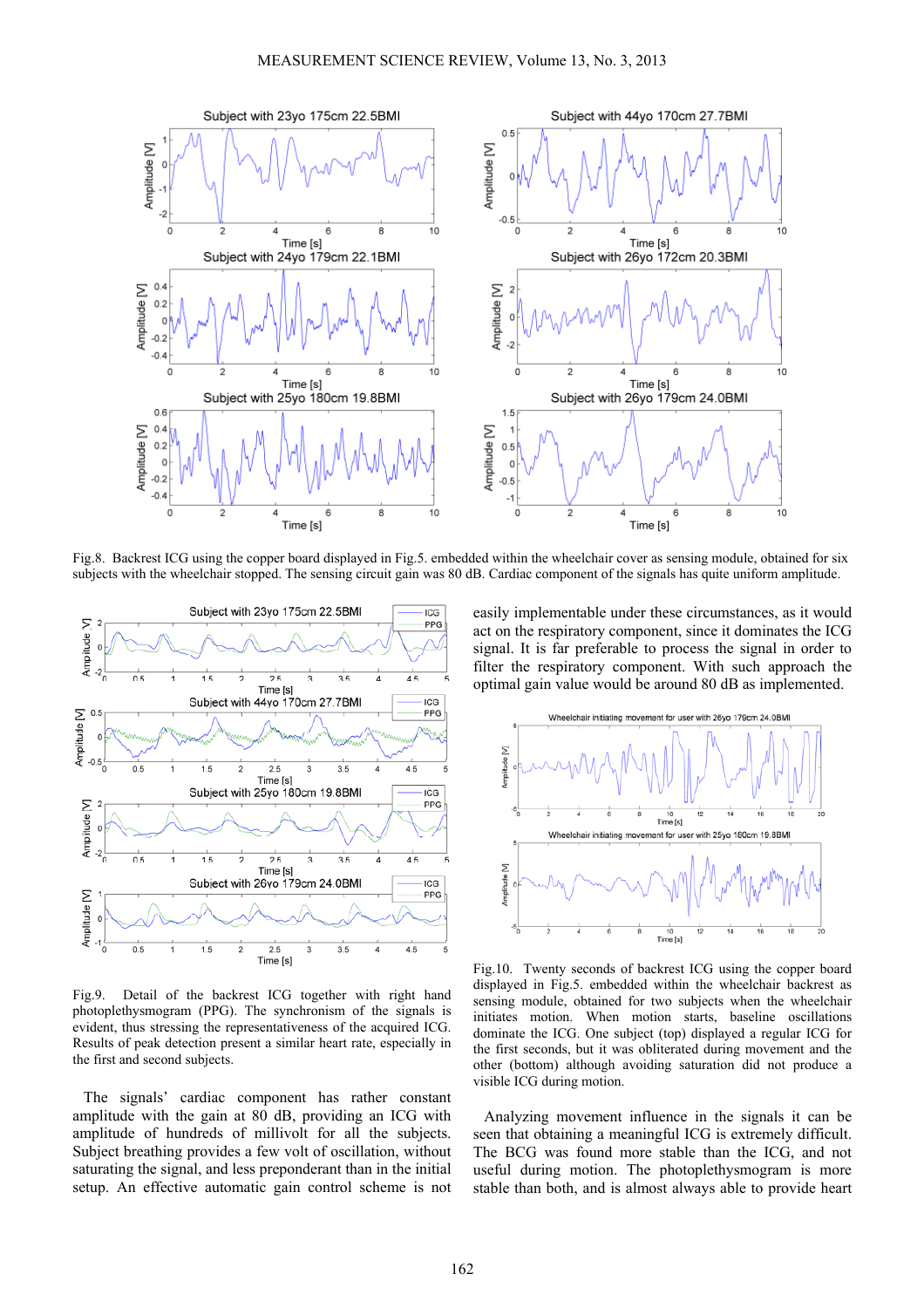Fig.8. Backrest ICG using the copper board displayed in Fig.5. embedded within the wheelchair cover as sensing module, obtained for six subjects with the wheelchair stopped. The sensing circuit gain was 80 dB. Cardiac component of the signals has quite uniform amplitude.

Fig.9. Detail of the backrest ICG together with right hand photoplethysmogram (PPG). The synchronism of the signals is evident, thus stressing the representativeness of the acquired ICG. Results of peak detection present a similar heart rate, especially in the first and second subjects.

The signals' cardiac component has rather constant amplitude with the gain at 80 dB, providing an ICG with amplitude of hundreds of millivolt for all the subjects. Subject breathing provides a few volt of oscillation, without saturating the signal, and less preponderant than in the initial setup. An effective automatic gain control scheme is not easily implementable under these circumstances, as it would act on the respiratory component, since it dominates the ICG signal. It is far preferable to process the signal in order to filter the respiratory component. With such approach the optimal gain value would be around 80 dB as implemented.

Fig.10. Twenty seconds of backrest ICG using the copper board displayed in Fig.5. embedded within the wheelchair backrest as sensing module, obtained for two subjects when the wheelchair initiates motion. When motion starts, baseline oscillations dominate the ICG. One subject (top) displayed a regular ICG for the first seconds, but it was obliterated during movement and the other (bottom) although avoiding saturation did not produce a visible ICG during motion.

Analyzing movement influence in the signals it can be seen that obtaining a meaningful ICG is extremely difficult. The BCG was found more stable than the ICG, and not useful during motion. The photoplethysmogram is more stable than both, and is almost always able to provide heart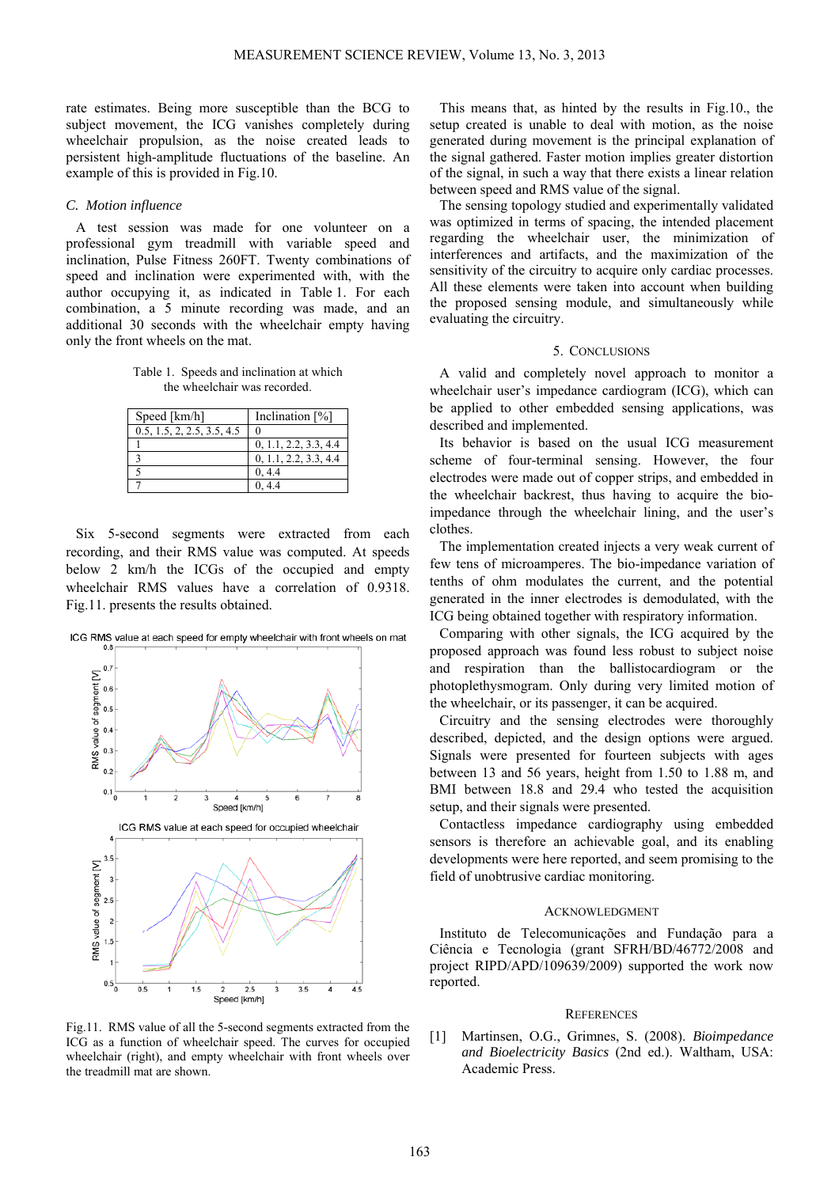rate estimates. Being more susceptible than the BCG to subject movement, the ICG vanishes completely during wheelchair propulsion, as the noise created leads to persistent high-amplitude fluctuations of the baseline. An example of this is provided in Fig.10.

### C. Motion influence

A test session was made for one volunteer on a professional gym treadmill with variable speed and inclination, Pulse Fitness 260FT. Twenty combinations of speed and inclination were experimented with, with the author occupying it, as indicated in Table 1. For each combination, a 5 minute recording was made, and an additional 30 seconds with the wheelchair empty having only the front wheels on the mat.

Table 1. Speeds and inclination at which the wheelchair was recorded.

| Speed [km/h] | Inclination [%] |
|---|---|
| 0.5, 1.5, 2, 2.5, 3.5, 4.5 | 0 |
| 1 | 0, 1.1, 2.2, 3.3, 4.4 |
| 3 | 0, 1.1, 2.2, 3.3, 4.4 |
| 5 | 0, 4.4 |
| 7 | 0, 4.4 |

Six 5-second segments were extracted from each recording, and their RMS value was computed. At speeds below 2 km/h the ICGs of the occupied and empty wheelchair RMS values have a correlation of 0.9318. Fig.11. presents the results obtained.

Fig.11. RMS value of all the 5-second segments extracted from the ICG as a function of wheelchair speed. The curves for occupied wheelchair (right), and empty wheelchair with front wheels over the treadmill mat are shown.

This means that, as hinted by the results in Fig.10., the setup created is unable to deal with motion, as the noise generated during movement is the principal explanation of the signal gathered. Faster motion implies greater distortion of the signal, in such a way that there exists a linear relation between speed and RMS value of the signal.

The sensing topology studied and experimentally validated was optimized in terms of spacing, the intended placement regarding the wheelchair user, the minimization of interferences and artifacts, and the maximization of the sensitivity of the circuitry to acquire only cardiac processes. All these elements were taken into account when building the proposed sensing module, and simultaneously while evaluating the circuitry.

## 5. Conclusions

A valid and completely novel approach to monitor a wheelchair user's impedance cardiogram (ICG), which can be applied to other embedded sensing applications, was described and implemented.

Its behavior is based on the usual ICG measurement scheme of four-terminal sensing. However, the four electrodes were made out of copper strips, and embedded in the wheelchair backrest, thus having to acquire the bio-impedance through the wheelchair lining, and the user's clothes.

The implementation created injects a very weak current of few tens of microamperes. The bio-impedance variation of tenths of ohm modulates the current, and the potential generated in the inner electrodes is demodulated, with the ICG being obtained together with respiratory information.

Comparing with other signals, the ICG acquired by the proposed approach was found less robust to subject noise and respiration than the ballistocardiogram or the photoplethysmogram. Only during very limited motion of the wheelchair, or its passenger, it can be acquired.

Circuitry and the sensing electrodes were thoroughly described, depicted, and the design options were argued. Signals were presented for fourteen subjects with ages between 13 and 56 years, height from 1.50 to 1.88 m, and BMI between 18.8 and 29.4 who tested the acquisition setup, and their signals were presented.

Contactless impedance cardiography using embedded sensors is therefore an achievable goal, and its enabling developments were here reported, and seem promising to the field of unobtrusive cardiac monitoring.

## Acknowledgment

Instituto de Telecomunicações and Fundação para a Ciência e Tecnologia (grant SFRH/BD/46772/2008 and project RIPD/APD/109639/2009) supported the work now reported.

## References

[1] Martinsen, O.G., Grimnes, S. (2008). *Bioimpedance and Bioelectricity Basics* (2nd ed.). Waltham, USA: Academic Press.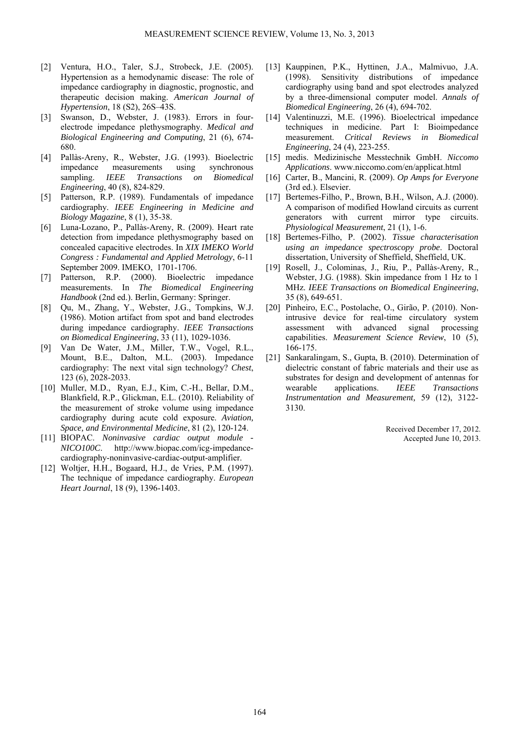[2] Ventura, H.O., Taler, S.J., Strobeck, J.E. (2005). Hypertension as a hemodynamic disease: The role of impedance cardiography in diagnostic, prognostic, and therapeutic decision making. *American Journal of Hypertension*, 18 (S2), 26S–43S.

[3] Swanson, D., Webster, J. (1983). Errors in four-electrode impedance plethysmography. *Medical and Biological Engineering and Computing*, 21 (6), 674-680.

[4] Pallàs-Areny, R., Webster, J.G. (1993). Bioelectric impedance measurements using synchronous sampling. *IEEE Transactions on Biomedical Engineering*, 40 (8), 824-829.

[5] Patterson, R.P. (1989). Fundamentals of impedance cardiography. *IEEE Engineering in Medicine and Biology Magazine*, 8 (1), 35-38.

[6] Luna-Lozano, P., Pallàs-Areny, R. (2009). Heart rate detection from impedance plethysmography based on concealed capacitive electrodes. In *XIX IMEKO World Congress : Fundamental and Applied Metrology*, 6-11 September 2009. IMEKO, 1701-1706.

[7] Patterson, R.P. (2000). Bioelectric impedance measurements. In *The Biomedical Engineering Handbook* (2nd ed.). Berlin, Germany: Springer.

[8] Qu, M., Zhang, Y., Webster, J.G., Tompkins, W.J. (1986). Motion artifact from spot and band electrodes during impedance cardiography. *IEEE Transactions on Biomedical Engineering*, 33 (11), 1029-1036.

[9] Van De Water, J.M., Miller, T.W., Vogel, R.L., Mount, B.E., Dalton, M.L. (2003). Impedance cardiography: The next vital sign technology? *Chest*, 123 (6), 2028-2033.

[10] Muller, M.D., Ryan, E.J., Kim, C.-H., Bellar, D.M., Blankfield, R.P., Glickman, E.L. (2010). Reliability of the measurement of stroke volume using impedance cardiography during acute cold exposure. *Aviation, Space, and Environmental Medicine*, 81 (2), 120-124.

[11] BIOPAC. *Noninvasive cardiac output module - NICO100C*. http://www.biopac.com/icg-impedance-cardiography-noninvasive-cardiac-output-amplifier.

[12] Woltjer, H.H., Bogaard, H.J., de Vries, P.M. (1997). The technique of impedance cardiography. *European Heart Journal*, 18 (9), 1396-1403.

[13] Kauppinen, P.K., Hyttinen, J.A., Malmivuo, J.A. (1998). Sensitivity distributions of impedance cardiography using band and spot electrodes analyzed by a three-dimensional computer model. *Annals of Biomedical Engineering*, 26 (4), 694-702.

[14] Valentinuzzi, M.E. (1996). Bioelectrical impedance techniques in medicine. Part I: Bioimpedance measurement. *Critical Reviews in Biomedical Engineering*, 24 (4), 223-255.

[15] medis. Medizinische Messtechnik GmbH. *Niccomo Applications*. www.niccomo.com/en/applicat.html

[16] Carter, B., Mancini, R. (2009). *Op Amps for Everyone* (3rd ed.). Elsevier.

[17] Bertemes-Filho, P., Brown, B.H., Wilson, A.J. (2000). A comparison of modified Howland circuits as current generators with current mirror type circuits. *Physiological Measurement*, 21 (1), 1-6.

[18] Bertemes-Filho, P. (2002). *Tissue characterisation using an impedance spectroscopy probe*. Doctoral dissertation, University of Sheffield, Sheffield, UK.

[19] Rosell, J., Colominas, J., Riu, P., Pallàs-Areny, R., Webster, J.G. (1988). Skin impedance from 1 Hz to 1 MHz. *IEEE Transactions on Biomedical Engineering*, 35 (8), 649-651.

[20] Pinheiro, E.C., Postolache, O., Girão, P. (2010). Non-intrusive device for real-time circulatory system assessment with advanced signal processing capabilities. *Measurement Science Review*, 10 (5), 166-175.

[21] Sankaralingam, S., Gupta, B. (2010). Determination of dielectric constant of fabric materials and their use as substrates for design and development of antennas for wearable applications. *IEEE Transactions Instrumentation and Measurement,* 59 (12), 3122-3130.

Received December 17, 2012.
Accepted June 10, 2013.